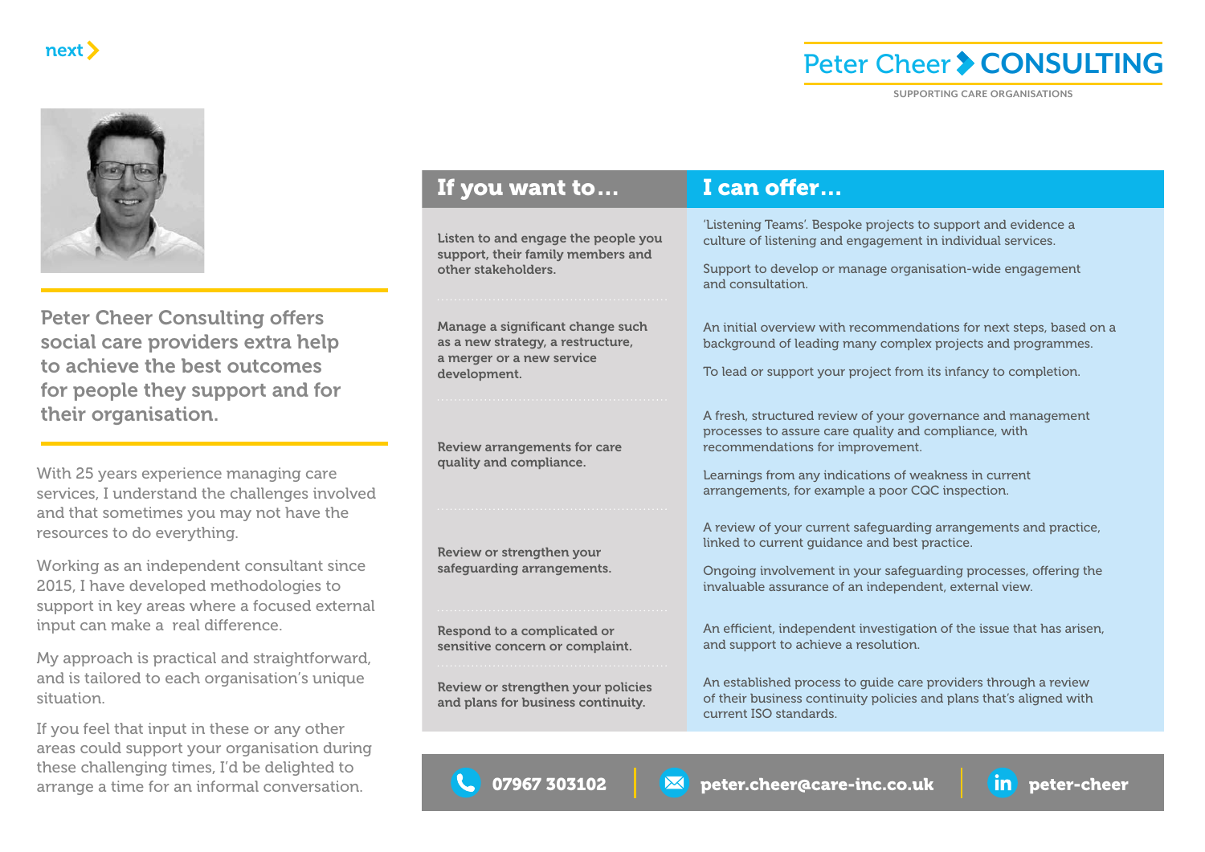next >

# Peter Cheer > CONSULTING

SUPPORTING CARE ORGANISATIONS

## Peter Cheer Consulting offers social care providers extra help to achieve the best outcomes for people they support and for their organisation.

With 25 years experience managing care services, I understand the challenges involved and that sometimes you may not have the resources to do everything.

Working as an independent consultant since 2015, I have developed methodologies to support in key areas where a focused external input can make a real difference.

My approach is practical and straightforward, and is tailored to each organisation's unique situation.

If you feel that input in these or any other areas could support your organisation during these challenging times, I'd be delighted to arrange a time for an informal conversation.

| If you want to… | I can offer… |
|---|---|
| **Listen to and engage the people you support, their family members and other stakeholders.** | 'Listening Teams'. Bespoke projects to support and evidence a culture of listening and engagement in individual services.<br><br>Support to develop or manage organisation-wide engagement and consultation. |
| **Manage a significant change such as a new strategy, a restructure, a merger or a new service development.** | An initial overview with recommendations for next steps, based on a background of leading many complex projects and programmes.<br><br>To lead or support your project from its infancy to completion. |
| **Review arrangements for care quality and compliance.** | A fresh, structured review of your governance and management processes to assure care quality and compliance, with recommendations for improvement.<br><br>Learnings from any indications of weakness in current arrangements, for example a poor CQC inspection. |
| **Review or strengthen your safeguarding arrangements.** | A review of your current safeguarding arrangements and practice, linked to current guidance and best practice.<br><br>Ongoing involvement in your safeguarding processes, offering the invaluable assurance of an independent, external view. |
| **Respond to a complicated or sensitive concern or complaint.** | An efficient, independent investigation of the issue that has arisen, and support to achieve a resolution. |
| **Review or strengthen your policies and plans for business continuity.** | An established process to guide care providers through a review of their business continuity policies and plans that's aligned with current ISO standards. |

**07967 303102** | **peter.cheer@care-inc.co.uk** | **peter-cheer**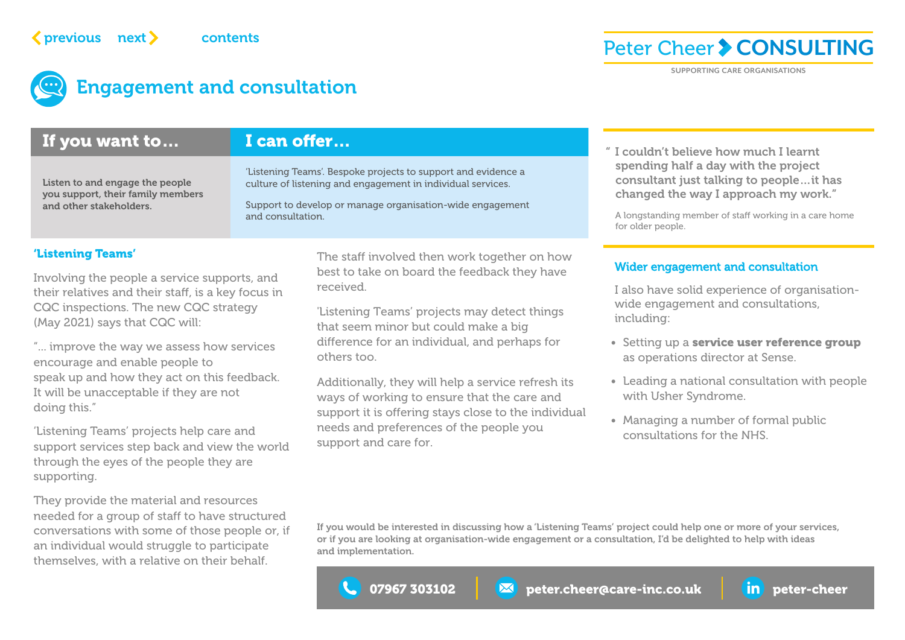# Engagement and consultation

| If you want to… | I can offer… |
| --- | --- |
| **Listen to and engage the people you support, their family members and other stakeholders.** | 'Listening Teams'. Bespoke projects to support and evidence a culture of listening and engagement in individual services.<br><br>Support to develop or manage organisation-wide engagement and consultation. |

## 'Listening Teams'

Involving the people a service supports, and their relatives and their staff, is a key focus in CQC inspections. The new CQC strategy (May 2021) says that CQC will:

"… improve the way we assess how services encourage and enable people to speak up and how they act on this feedback. It will be unacceptable if they are not doing this."

'Listening Teams' projects help care and support services step back and view the world through the eyes of the people they are supporting.

They provide the material and resources needed for a group of staff to have structured conversations with some of those people or, if an individual would struggle to participate themselves, with a relative on their behalf.

The staff involved then work together on how best to take on board the feedback they have received.

'Listening Teams' projects may detect things that seem minor but could make a big difference for an individual, and perhaps for others too.

Additionally, they will help a service refresh its ways of working to ensure that the care and support it is offering stays close to the individual needs and preferences of the people you support and care for.

> **"I couldn't believe how much I learnt spending half a day with the project consultant just talking to people…it has changed the way I approach my work."**
>
> A longstanding member of staff working in a care home for older people.

## Wider engagement and consultation

I also have solid experience of organisation-wide engagement and consultations, including:

- Setting up a **service user reference group** as operations director at Sense.
- Leading a national consultation with people with Usher Syndrome.
- Managing a number of formal public consultations for the NHS.

**If you would be interested in discussing how a 'Listening Teams' project could help one or more of your services, or if you are looking at organisation-wide engagement or a consultation, I'd be delighted to help with ideas and implementation.**

**07967 303102** | **peter.cheer@care-inc.co.uk** | **peter-cheer**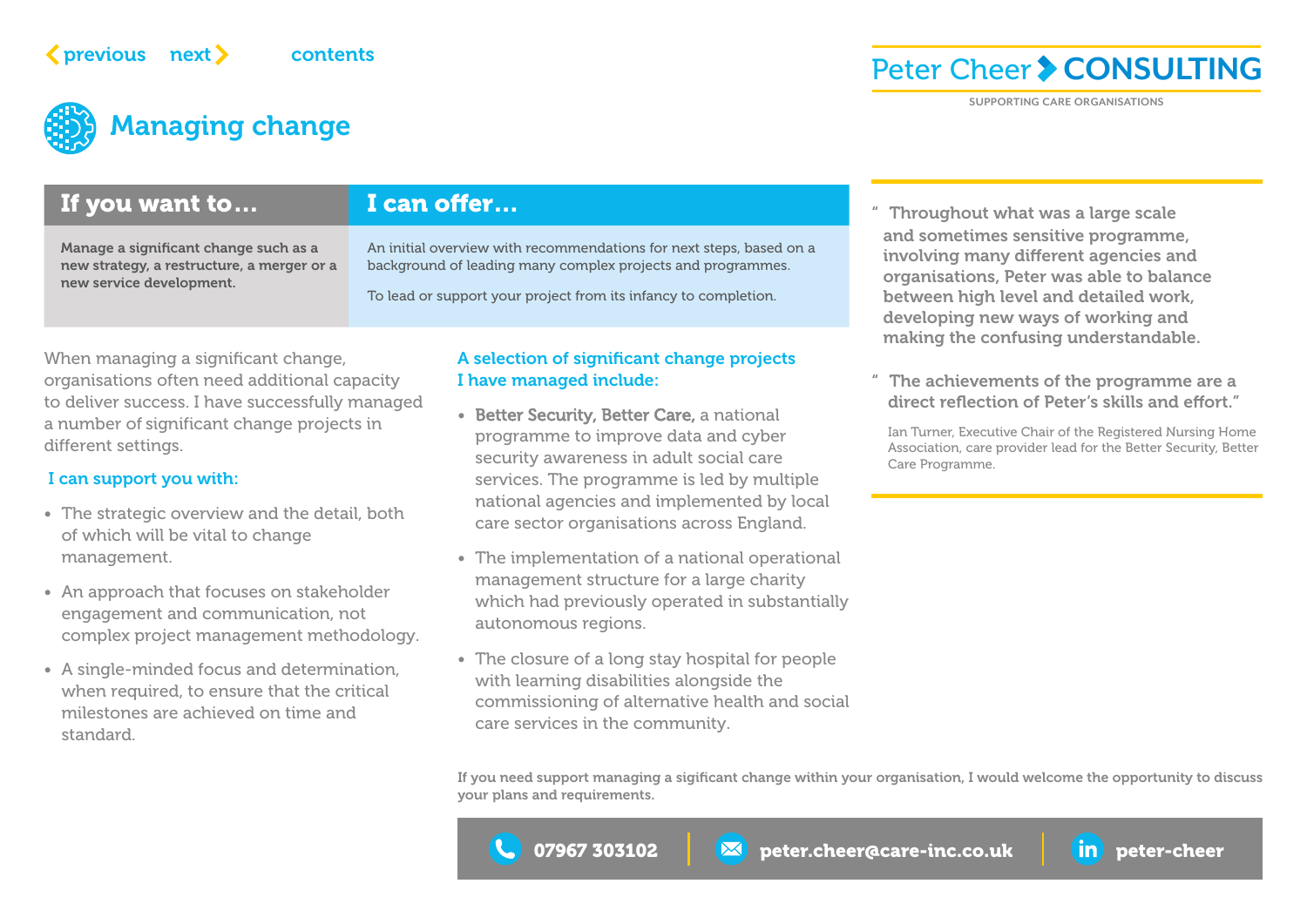previous next contents

Peter Cheer CONSULTING

SUPPORTING CARE ORGANISATIONS

# Managing change

| If you want to… | I can offer… |
|---|---|
| **Manage a significant change such as a new strategy, a restructure, a merger or a new service development.** | An initial overview with recommendations for next steps, based on a background of leading many complex projects and programmes.<br><br>To lead or support your project from its infancy to completion. |

When managing a significant change, organisations often need additional capacity to deliver success. I have successfully managed a number of significant change projects in different settings.

### I can support you with:

- The strategic overview and the detail, both of which will be vital to change management.
- An approach that focuses on stakeholder engagement and communication, not complex project management methodology.
- A single-minded focus and determination, when required, to ensure that the critical milestones are achieved on time and standard.

### A selection of significant change projects I have managed include:

- **Better Security, Better Care,** a national programme to improve data and cyber security awareness in adult social care services. The programme is led by multiple national agencies and implemented by local care sector organisations across England.
- The implementation of a national operational management structure for a large charity which had previously operated in substantially autonomous regions.
- The closure of a long stay hospital for people with learning disabilities alongside the commissioning of alternative health and social care services in the community.

> **" Throughout what was a large scale and sometimes sensitive programme, involving many different agencies and organisations, Peter was able to balance between high level and detailed work, developing new ways of working and making the confusing understandable.**
>
> **" The achievements of the programme are a direct reflection of Peter's skills and effort."**
>
> Ian Turner, Executive Chair of the Registered Nursing Home Association, care provider lead for the Better Security, Better Care Programme.

**If you need support managing a sigificant change within your organisation, I would welcome the opportunity to discuss your plans and requirements.**

**07967 303102** | **peter.cheer@care-inc.co.uk** | **peter-cheer**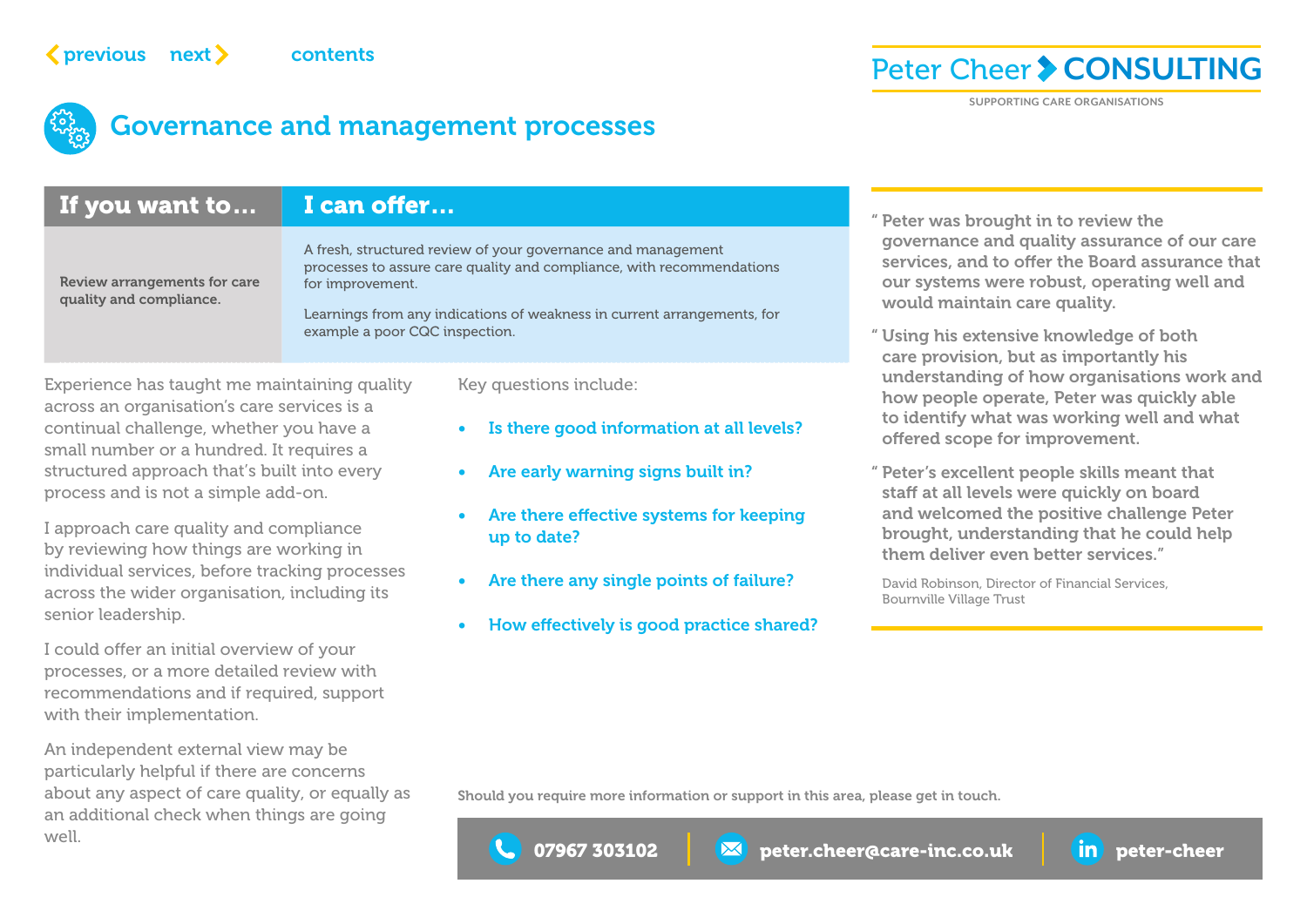# Governance and management processes

| If you want to… | I can offer… |
| --- | --- |
| **Review arrangements for care quality and compliance.** | A fresh, structured review of your governance and management processes to assure care quality and compliance, with recommendations for improvement.<br><br>Learnings from any indications of weakness in current arrangements, for example a poor CQC inspection. |

Experience has taught me maintaining quality across an organisation's care services is a continual challenge, whether you have a small number or a hundred. It requires a structured approach that's built into every process and is not a simple add-on.

I approach care quality and compliance by reviewing how things are working in individual services, before tracking processes across the wider organisation, including its senior leadership.

I could offer an initial overview of your processes, or a more detailed review with recommendations and if required, support with their implementation.

An independent external view may be particularly helpful if there are concerns about any aspect of care quality, or equally as an additional check when things are going well.

Key questions include:

- **Is there good information at all levels?**
- **Are early warning signs built in?**
- **Are there effective systems for keeping up to date?**
- **Are there any single points of failure?**
- **How effectively is good practice shared?**

> **" Peter was brought in to review the governance and quality assurance of our care services, and to offer the Board assurance that our systems were robust, operating well and would maintain care quality.**
>
> **" Using his extensive knowledge of both care provision, but as importantly his understanding of how organisations work and how people operate, Peter was quickly able to identify what was working well and what offered scope for improvement.**
>
> **" Peter's excellent people skills meant that staff at all levels were quickly on board and welcomed the positive challenge Peter brought, understanding that he could help them deliver even better services."**
>
> David Robinson, Director of Financial Services, Bournville Village Trust

**Should you require more information or support in this area, please get in touch.**

**07967 303102** | **peter.cheer@care-inc.co.uk** | **peter-cheer**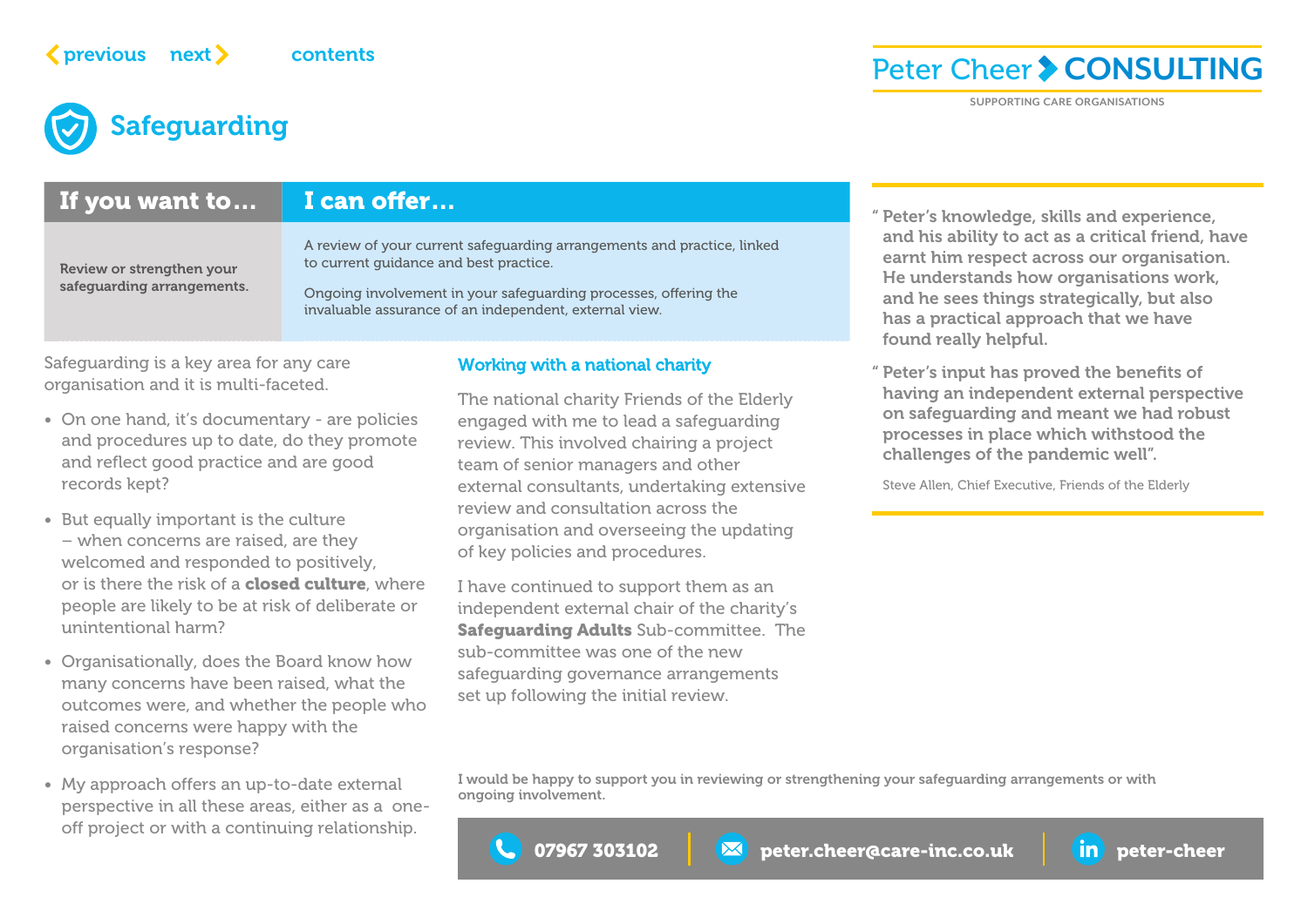# Safeguarding

| If you want to… | I can offer… |
| --- | --- |
| Review or strengthen your safeguarding arrangements. | A review of your current safeguarding arrangements and practice, linked to current guidance and best practice. Ongoing involvement in your safeguarding processes, offering the invaluable assurance of an independent, external view. |

Safeguarding is a key area for any care organisation and it is multi-faceted.

- On one hand, it's documentary - are policies and procedures up to date, do they promote and reflect good practice and are good records kept?
- But equally important is the culture – when concerns are raised, are they welcomed and responded to positively, or is there the risk of a **closed culture**, where people are likely to be at risk of deliberate or unintentional harm?
- Organisationally, does the Board know how many concerns have been raised, what the outcomes were, and whether the people who raised concerns were happy with the organisation's response?
- My approach offers an up-to-date external perspective in all these areas, either as a one-off project or with a continuing relationship.

## Working with a national charity

The national charity Friends of the Elderly engaged with me to lead a safeguarding review. This involved chairing a project team of senior managers and other external consultants, undertaking extensive review and consultation across the organisation and overseeing the updating of key policies and procedures.

I have continued to support them as an independent external chair of the charity's **Safeguarding Adults** Sub-committee. The sub-committee was one of the new safeguarding governance arrangements set up following the initial review.

**" Peter's knowledge, skills and experience, and his ability to act as a critical friend, have earnt him respect across our organisation. He understands how organisations work, and he sees things strategically, but also has a practical approach that we have found really helpful.**

**" Peter's input has proved the benefits of having an independent external perspective on safeguarding and meant we had robust processes in place which withstood the challenges of the pandemic well".**

Steve Allen, Chief Executive, Friends of the Elderly

**I would be happy to support you in reviewing or strengthening your safeguarding arrangements or with ongoing involvement.**

**07967 303102** | **peter.cheer@care-inc.co.uk** | **peter-cheer**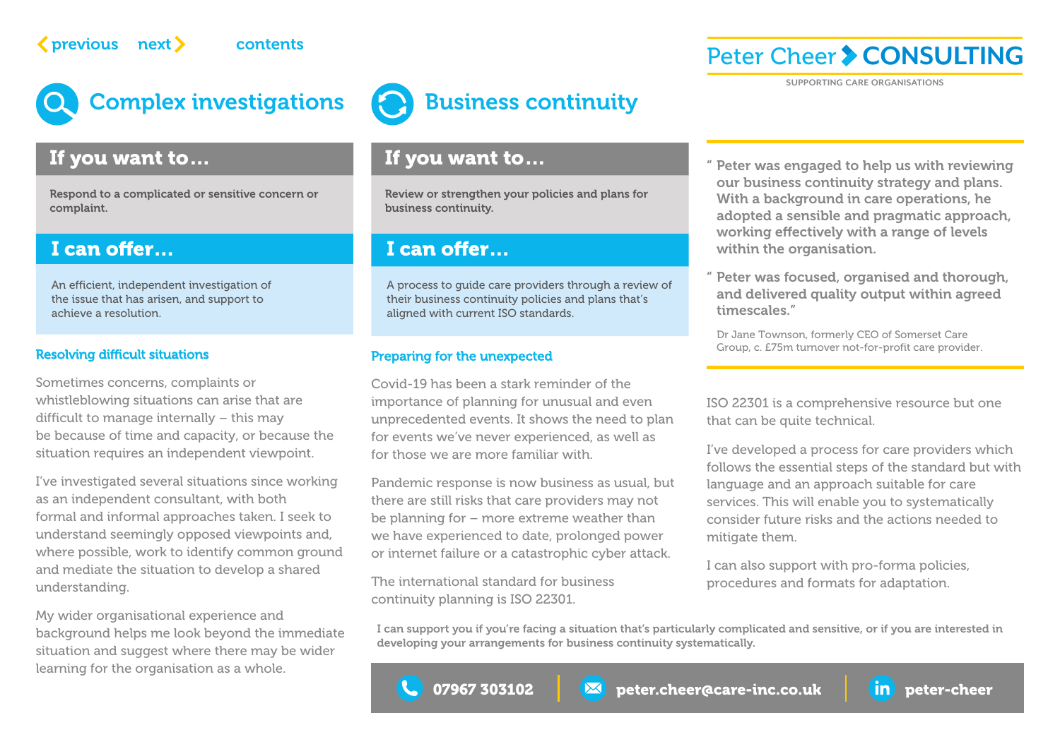# Complex investigations

## If you want to…

Respond to a complicated or sensitive concern or complaint.

## I can offer…

An efficient, independent investigation of the issue that has arisen, and support to achieve a resolution.

### Resolving difficult situations

Sometimes concerns, complaints or whistleblowing situations can arise that are difficult to manage internally – this may be because of time and capacity, or because the situation requires an independent viewpoint.

I've investigated several situations since working as an independent consultant, with both formal and informal approaches taken. I seek to understand seemingly opposed viewpoints and, where possible, work to identify common ground and mediate the situation to develop a shared understanding.

My wider organisational experience and background helps me look beyond the immediate situation and suggest where there may be wider learning for the organisation as a whole.

# Business continuity

## If you want to…

Review or strengthen your policies and plans for business continuity.

## I can offer…

A process to guide care providers through a review of their business continuity policies and plans that's aligned with current ISO standards.

### Preparing for the unexpected

Covid-19 has been a stark reminder of the importance of planning for unusual and even unprecedented events. It shows the need to plan for events we've never experienced, as well as for those we are more familiar with.

Pandemic response is now business as usual, but there are still risks that care providers may not be planning for – more extreme weather than we have experienced to date, prolonged power or internet failure or a catastrophic cyber attack.

The international standard for business continuity planning is ISO 22301.

> "Peter was engaged to help us with reviewing our business continuity strategy and plans. With a background in care operations, he adopted a sensible and pragmatic approach, working effectively with a range of levels within the organisation.
>
> "Peter was focused, organised and thorough, and delivered quality output within agreed timescales."
>
> Dr Jane Townson, formerly CEO of Somerset Care Group, c. £75m turnover not-for-profit care provider.

ISO 22301 is a comprehensive resource but one that can be quite technical.

I've developed a process for care providers which follows the essential steps of the standard but with language and an approach suitable for care services. This will enable you to systematically consider future risks and the actions needed to mitigate them.

I can also support with pro-forma policies, procedures and formats for adaptation.

**I can support you if you're facing a situation that's particularly complicated and sensitive, or if you are interested in developing your arrangements for business continuity systematically.**

**07967 303102** | **peter.cheer@care-inc.co.uk** | **peter-cheer**